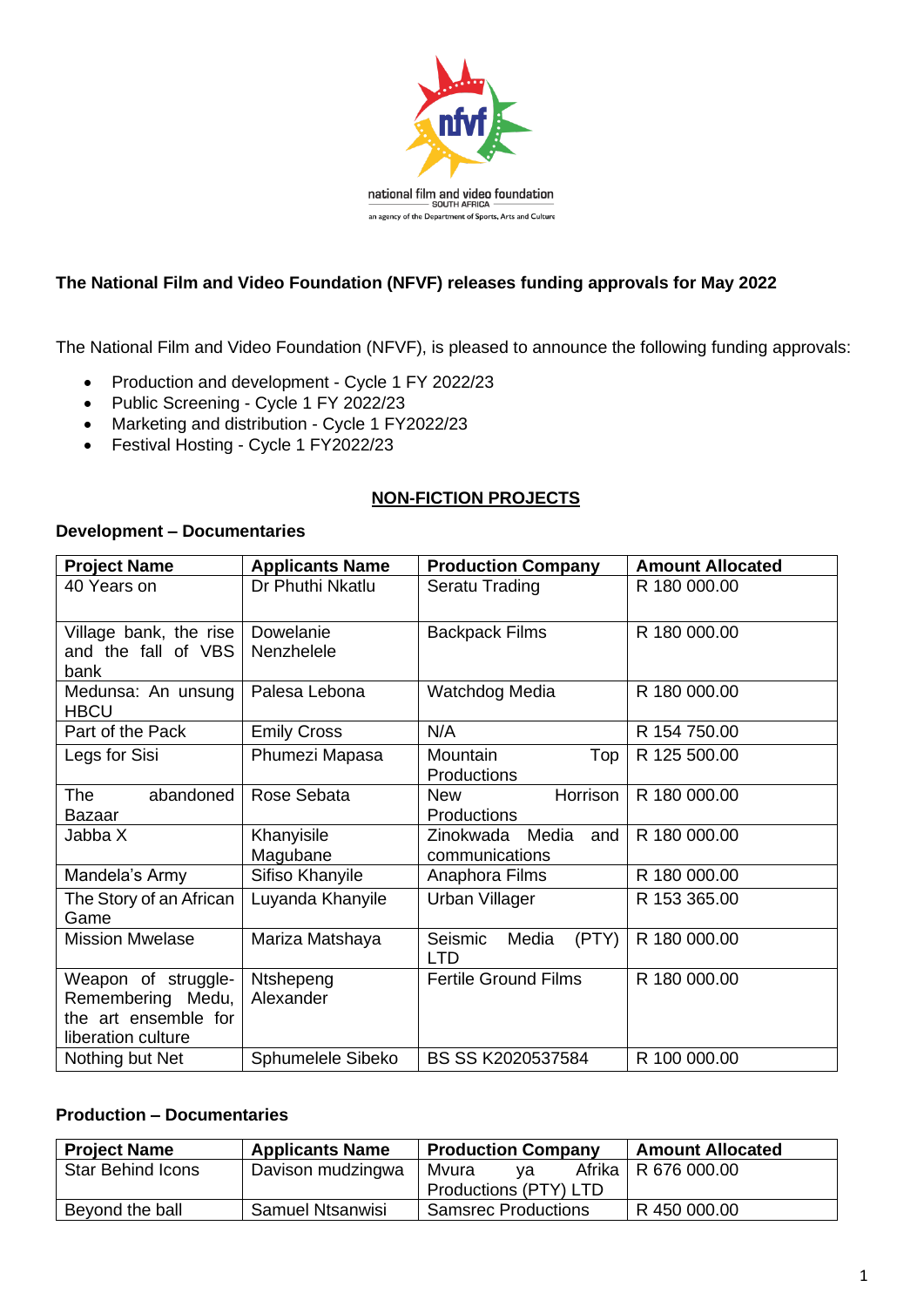national film and video foundation
SOUTH AFRICA
an agency of the Department of Sports, Arts and Culture

**The National Film and Video Foundation (NFVF) releases funding approvals for May 2022**

The National Film and Video Foundation (NFVF), is pleased to announce the following funding approvals:

- Production and development - Cycle 1 FY 2022/23
- Public Screening - Cycle 1 FY 2022/23
- Marketing and distribution - Cycle 1 FY2022/23
- Festival Hosting - Cycle 1 FY2022/23

## NON-FICTION PROJECTS

### Development – Documentaries

| Project Name | Applicants Name | Production Company | Amount Allocated |
|---|---|---|---|
| 40 Years on | Dr Phuthi Nkatlu | Seratu Trading | R 180 000.00 |
| Village bank, the rise and the fall of VBS bank | Dowelanie Nenzhelele | Backpack Films | R 180 000.00 |
| Medunsa: An unsung HBCU | Palesa Lebona | Watchdog Media | R 180 000.00 |
| Part of the Pack | Emily Cross | N/A | R 154 750.00 |
| Legs for Sisi | Phumezi Mapasa | Mountain Top Productions | R 125 500.00 |
| The abandoned Bazaar | Rose Sebata | New Horrison Productions | R 180 000.00 |
| Jabba X | Khanyisile Magubane | Zinokwada Media and communications | R 180 000.00 |
| Mandela's Army | Sifiso Khanyile | Anaphora Films | R 180 000.00 |
| The Story of an African Game | Luyanda Khanyile | Urban Villager | R 153 365.00 |
| Mission Mwelase | Mariza Matshaya | Seismic Media (PTY) LTD | R 180 000.00 |
| Weapon of struggle-Remembering Medu, the art ensemble for liberation culture | Ntshepeng Alexander | Fertile Ground Films | R 180 000.00 |
| Nothing but Net | Sphumelele Sibeko | BS SS K2020537584 | R 100 000.00 |

### Production – Documentaries

| Project Name | Applicants Name | Production Company | Amount Allocated |
|---|---|---|---|
| Star Behind Icons | Davison mudzingwa | Mvura ya Afrika Productions (PTY) LTD | R 676 000.00 |
| Beyond the ball | Samuel Ntsanwisi | Samsrec Productions | R 450 000.00 |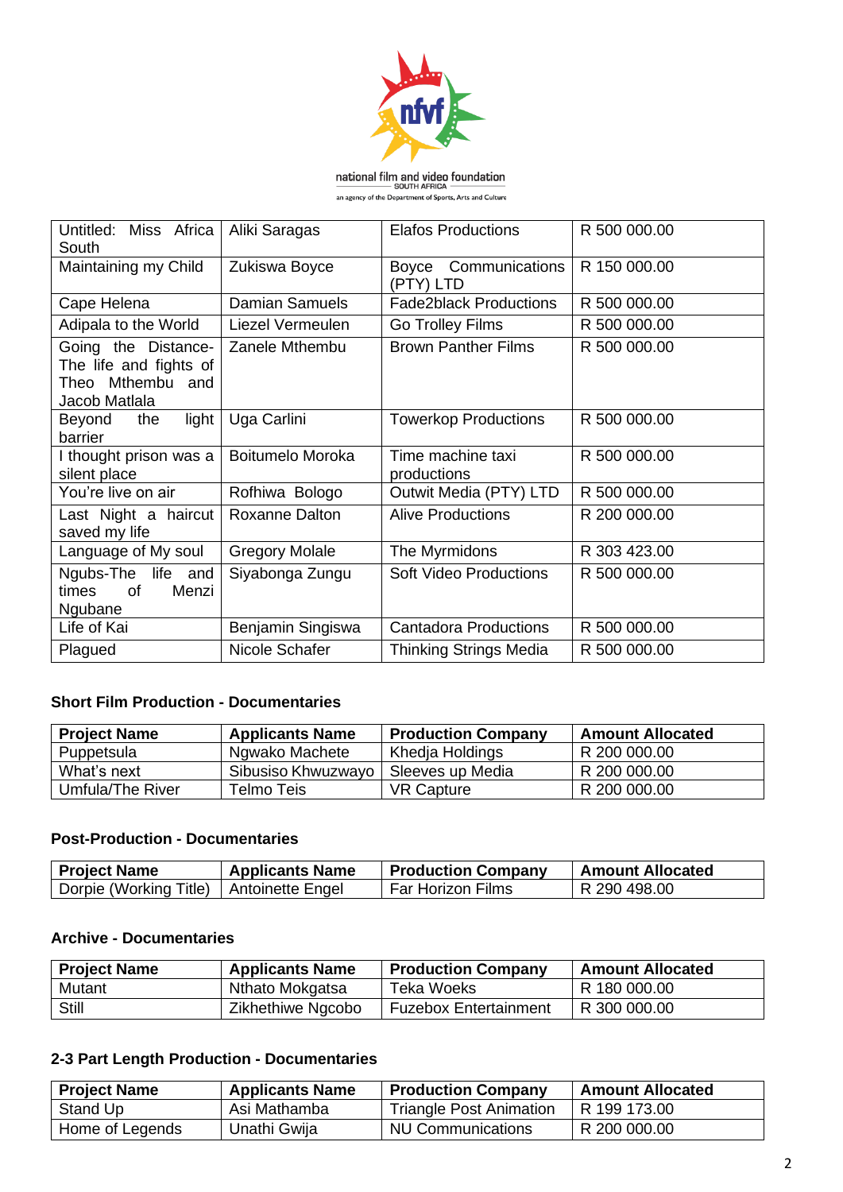| Untitled: Miss Africa South | Aliki Saragas | Elafos Productions | R 500 000.00 |
|---|---|---|---|
| Maintaining my Child | Zukiswa Boyce | Boyce Communications (PTY) LTD | R 150 000.00 |
| Cape Helena | Damian Samuels | Fade2black Productions | R 500 000.00 |
| Adipala to the World | Liezel Vermeulen | Go Trolley Films | R 500 000.00 |
| Going the Distance-The life and fights of Theo Mthembu and Jacob Matlala | Zanele Mthembu | Brown Panther Films | R 500 000.00 |
| Beyond the light barrier | Uga Carlini | Towerkop Productions | R 500 000.00 |
| I thought prison was a silent place | Boitumelo Moroka | Time machine taxi productions | R 500 000.00 |
| You're live on air | Rofhiwa Bologo | Outwit Media (PTY) LTD | R 500 000.00 |
| Last Night a haircut saved my life | Roxanne Dalton | Alive Productions | R 200 000.00 |
| Language of My soul | Gregory Molale | The Myrmidons | R 303 423.00 |
| Ngubs-The life and times of Menzi Ngubane | Siyabonga Zungu | Soft Video Productions | R 500 000.00 |
| Life of Kai | Benjamin Singiswa | Cantadora Productions | R 500 000.00 |
| Plagued | Nicole Schafer | Thinking Strings Media | R 500 000.00 |

### Short Film Production - Documentaries

| Project Name | Applicants Name | Production Company | Amount Allocated |
|---|---|---|---|
| Puppetsula | Ngwako Machete | Khedja Holdings | R 200 000.00 |
| What's next | Sibusiso Khwuzwayo | Sleeves up Media | R 200 000.00 |
| Umfula/The River | Telmo Teis | VR Capture | R 200 000.00 |

### Post-Production - Documentaries

| Project Name | Applicants Name | Production Company | Amount Allocated |
|---|---|---|---|
| Dorpie (Working Title) | Antoinette Engel | Far Horizon Films | R 290 498.00 |

### Archive - Documentaries

| Project Name | Applicants Name | Production Company | Amount Allocated |
|---|---|---|---|
| Mutant | Nthato Mokgatsa | Teka Woeks | R 180 000.00 |
| Still | Zikhethiwe Ngcobo | Fuzebox Entertainment | R 300 000.00 |

### 2-3 Part Length Production - Documentaries

| Project Name | Applicants Name | Production Company | Amount Allocated |
|---|---|---|---|
| Stand Up | Asi Mathamba | Triangle Post Animation | R 199 173.00 |
| Home of Legends | Unathi Gwija | NU Communications | R 200 000.00 |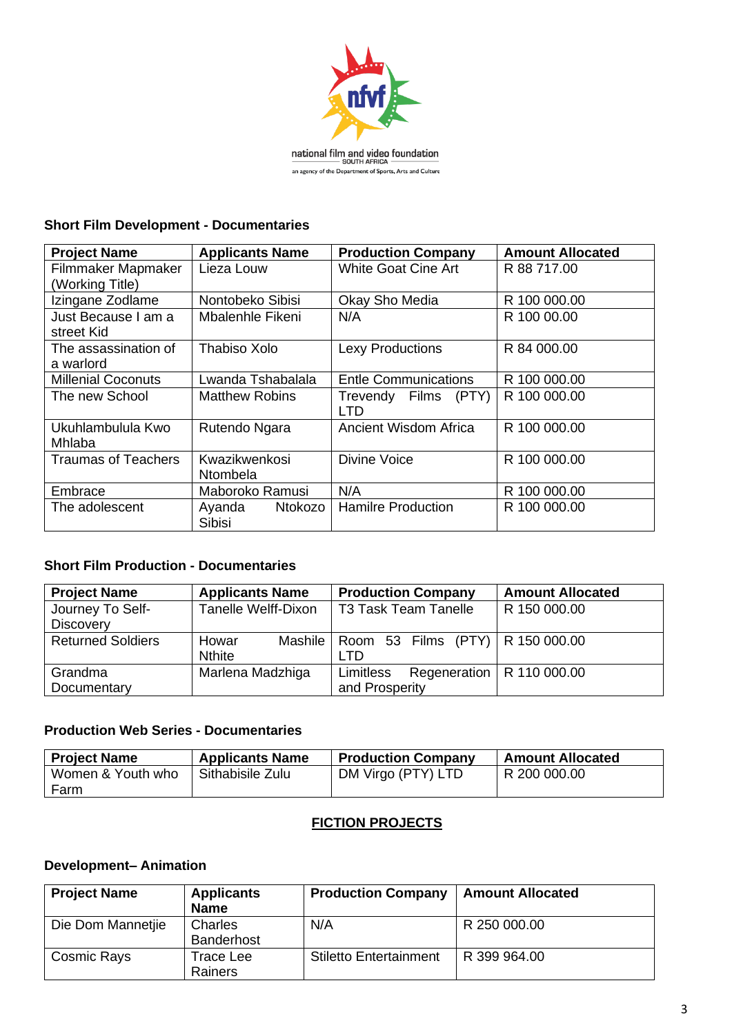national film and video foundation
SOUTH AFRICA
an agency of the Department of Sports, Arts and Culture

### Short Film Development - Documentaries

| Project Name | Applicants Name | Production Company | Amount Allocated |
|---|---|---|---|
| Filmmaker Mapmaker (Working Title) | Lieza Louw | White Goat Cine Art | R 88 717.00 |
| Izingane Zodlame | Nontobeko Sibisi | Okay Sho Media | R 100 000.00 |
| Just Because I am a street Kid | Mbalenhle Fikeni | N/A | R 100 00.00 |
| The assassination of a warlord | Thabiso Xolo | Lexy Productions | R 84 000.00 |
| Millenial Coconuts | Lwanda Tshabalala | Entle Communications | R 100 000.00 |
| The new School | Matthew Robins | Trevendy Films (PTY) LTD | R 100 000.00 |
| Ukuhlambulula Kwo Mhlaba | Rutendo Ngara | Ancient Wisdom Africa | R 100 000.00 |
| Traumas of Teachers | Kwazikwenkosi Ntombela | Divine Voice | R 100 000.00 |
| Embrace | Maboroko Ramusi | N/A | R 100 000.00 |
| The adolescent | Ayanda Ntokozo Sibisi | Hamilre Production | R 100 000.00 |

### Short Film Production - Documentaries

| Project Name | Applicants Name | Production Company | Amount Allocated |
|---|---|---|---|
| Journey To Self-Discovery | Tanelle Welff-Dixon | T3 Task Team Tanelle | R 150 000.00 |
| Returned Soldiers | Howar Mashile Nthite | Room 53 Films (PTY) LTD | R 150 000.00 |
| Grandma Documentary | Marlena Madzhiga | Limitless Regeneration and Prosperity | R 110 000.00 |

### Production Web Series - Documentaries

| Project Name | Applicants Name | Production Company | Amount Allocated |
|---|---|---|---|
| Women & Youth who Farm | Sithabisile Zulu | DM Virgo (PTY) LTD | R 200 000.00 |

## **FICTION PROJECTS**

### Development– Animation

| Project Name | Applicants Name | Production Company | Amount Allocated |
|---|---|---|---|
| Die Dom Mannetjie | Charles Banderhost | N/A | R 250 000.00 |
| Cosmic Rays | Trace Lee Rainers | Stiletto Entertainment | R 399 964.00 |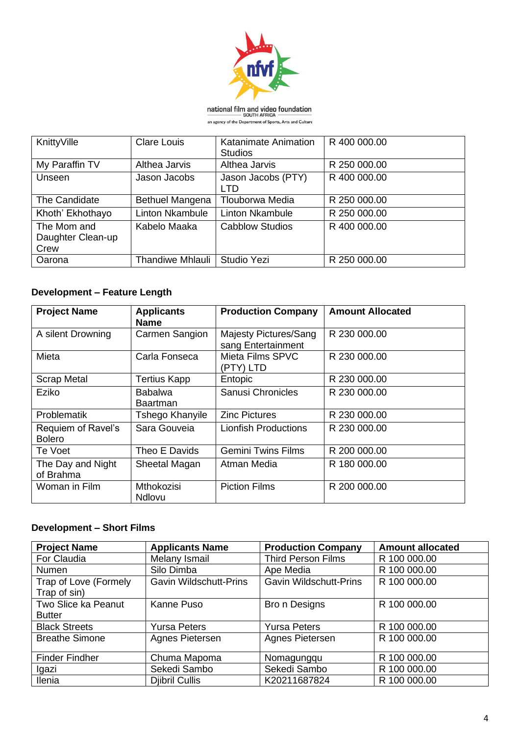| KnittyVille | Clare Louis | Katanimate Animation Studios | R 400 000.00 |
|---|---|---|---|
| My Paraffin TV | Althea Jarvis | Althea Jarvis | R 250 000.00 |
| Unseen | Jason Jacobs | Jason Jacobs (PTY) LTD | R 400 000.00 |
| The Candidate | Bethuel Mangena | Tlouborwa Media | R 250 000.00 |
| Khoth' Ekhothayo | Linton Nkambule | Linton Nkambule | R 250 000.00 |
| The Mom and Daughter Clean-up Crew | Kabelo Maaka | Cabblow Studios | R 400 000.00 |
| Oarona | Thandiwe Mhlauli | Studio Yezi | R 250 000.00 |

### Development – Feature Length

| Project Name | Applicants Name | Production Company | Amount Allocated |
|---|---|---|---|
| A silent Drowning | Carmen Sangion | Majesty Pictures/Sang sang Entertainment | R 230 000.00 |
| Mieta | Carla Fonseca | Mieta Films SPVC (PTY) LTD | R 230 000.00 |
| Scrap Metal | Tertius Kapp | Entopic | R 230 000.00 |
| Eziko | Babalwa Baartman | Sanusi Chronicles | R 230 000.00 |
| Problematik | Tshego Khanyile | Zinc Pictures | R 230 000.00 |
| Requiem of Ravel's Bolero | Sara Gouveia | Lionfish Productions | R 230 000.00 |
| Te Voet | Theo E Davids | Gemini Twins Films | R 200 000.00 |
| The Day and Night of Brahma | Sheetal Magan | Atman Media | R 180 000.00 |
| Woman in Film | Mthokozisi Ndlovu | Piction Films | R 200 000.00 |

### Development – Short Films

| Project Name | Applicants Name | Production Company | Amount allocated |
|---|---|---|---|
| For Claudia | Melany Ismail | Third Person Films | R 100 000.00 |
| Numen | Silo Dimba | Ape Media | R 100 000.00 |
| Trap of Love (Formely Trap of sin) | Gavin Wildschutt-Prins | Gavin Wildschutt-Prins | R 100 000.00 |
| Two Slice ka Peanut Butter | Kanne Puso | Bro n Designs | R 100 000.00 |
| Black Streets | Yursa Peters | Yursa Peters | R 100 000.00 |
| Breathe Simone | Agnes Pietersen | Agnes Pietersen | R 100 000.00 |
| Finder Findher | Chuma Mapoma | Nomagungqu | R 100 000.00 |
| Igazi | Sekedi Sambo | Sekedi Sambo | R 100 000.00 |
| Ilenia | Djibril Cullis | K20211687824 | R 100 000.00 |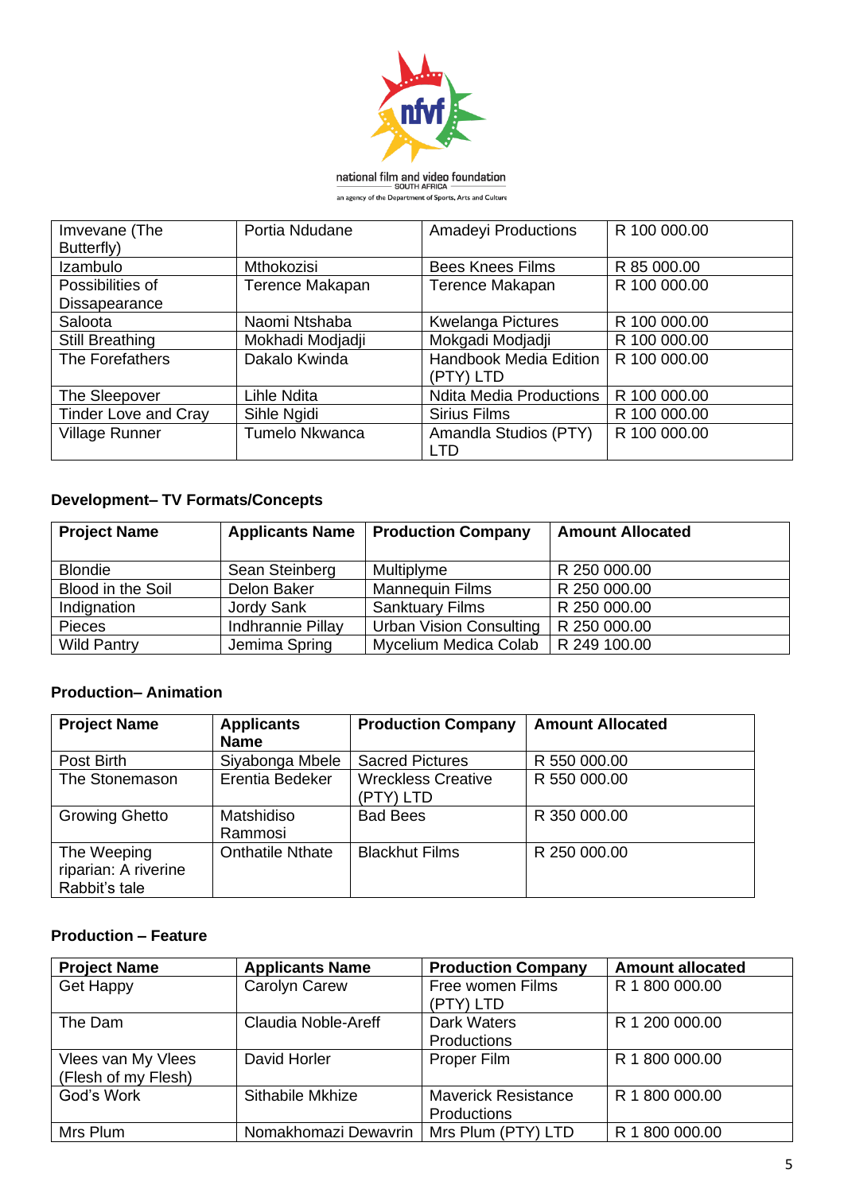national film and video foundation
SOUTH AFRICA
an agency of the Department of Sports, Arts and Culture

| Imvevane (The Butterfly) | Portia Ndudane | Amadeyi Productions | R 100 000.00 |
|---|---|---|---|
| Izambulo | Mthokozisi | Bees Knees Films | R 85 000.00 |
| Possibilities of Dissapearance | Terence Makapan | Terence Makapan | R 100 000.00 |
| Saloota | Naomi Ntshaba | Kwelanga Pictures | R 100 000.00 |
| Still Breathing | Mokhadi Modjadji | Mokgadi Modjadji | R 100 000.00 |
| The Forefathers | Dakalo Kwinda | Handbook Media Edition (PTY) LTD | R 100 000.00 |
| The Sleepover | Lihle Ndita | Ndita Media Productions | R 100 000.00 |
| Tinder Love and Cray | Sihle Ngidi | Sirius Films | R 100 000.00 |
| Village Runner | Tumelo Nkwanca | Amandla Studios (PTY) LTD | R 100 000.00 |

**Development– TV Formats/Concepts**

| Project Name | Applicants Name | Production Company | Amount Allocated |
|---|---|---|---|
| Blondie | Sean Steinberg | Multiplyme | R 250 000.00 |
| Blood in the Soil | Delon Baker | Mannequin Films | R 250 000.00 |
| Indignation | Jordy Sank | Sanktuary Films | R 250 000.00 |
| Pieces | Indhrannie Pillay | Urban Vision Consulting | R 250 000.00 |
| Wild Pantry | Jemima Spring | Mycelium Medica Colab | R 249 100.00 |

**Production– Animation**

| Project Name | Applicants Name | Production Company | Amount Allocated |
|---|---|---|---|
| Post Birth | Siyabonga Mbele | Sacred Pictures | R 550 000.00 |
| The Stonemason | Erentia Bedeker | Wreckless Creative (PTY) LTD | R 550 000.00 |
| Growing Ghetto | Matshidiso Rammosi | Bad Bees | R 350 000.00 |
| The Weeping riparian: A riverine Rabbit's tale | Onthatile Nthate | Blackhut Films | R 250 000.00 |

**Production – Feature**

| Project Name | Applicants Name | Production Company | Amount allocated |
|---|---|---|---|
| Get Happy | Carolyn Carew | Free women Films (PTY) LTD | R 1 800 000.00 |
| The Dam | Claudia Noble-Areff | Dark Waters Productions | R 1 200 000.00 |
| Vlees van My Vlees (Flesh of my Flesh) | David Horler | Proper Film | R 1 800 000.00 |
| God's Work | Sithabile Mkhize | Maverick Resistance Productions | R 1 800 000.00 |
| Mrs Plum | Nomakhomazi Dewavrin | Mrs Plum (PTY) LTD | R 1 800 000.00 |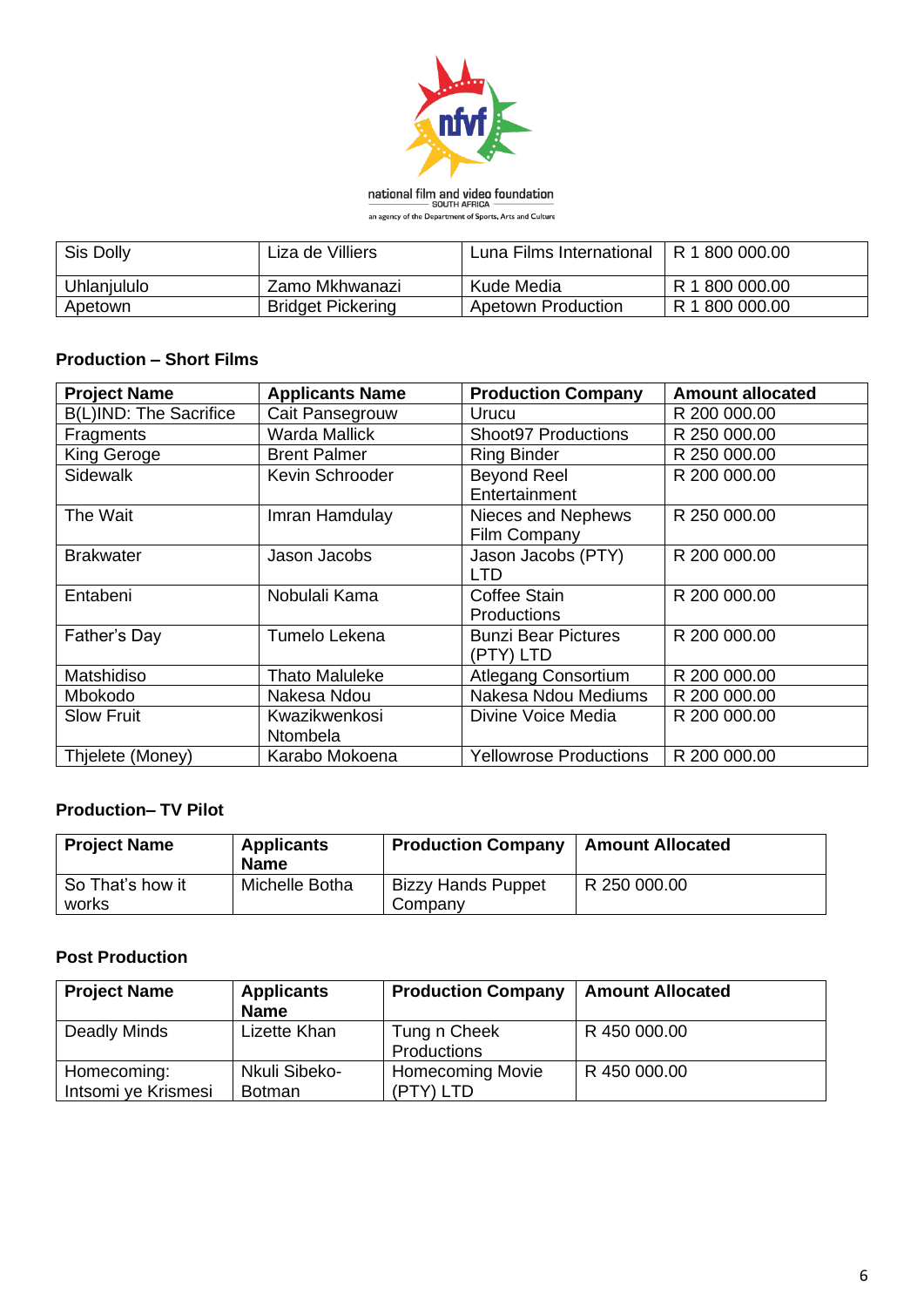| | | | |
|---|---|---|---|
| Sis Dolly | Liza de Villiers | Luna Films International | R 1 800 000.00 |
| Uhlanjululo | Zamo Mkhwanazi | Kude Media | R 1 800 000.00 |
| Apetown | Bridget Pickering | Apetown Production | R 1 800 000.00 |

**Production – Short Films**

| Project Name | Applicants Name | Production Company | Amount allocated |
|---|---|---|---|
| B(L)IND: The Sacrifice | Cait Pansegrouw | Urucu | R 200 000.00 |
| Fragments | Warda Mallick | Shoot97 Productions | R 250 000.00 |
| King Geroge | Brent Palmer | Ring Binder | R 250 000.00 |
| Sidewalk | Kevin Schroeder | Beyond Reel Entertainment | R 200 000.00 |
| The Wait | Imran Hamdulay | Nieces and Nephews Film Company | R 250 000.00 |
| Brakwater | Jason Jacobs | Jason Jacobs (PTY) LTD | R 200 000.00 |
| Entabeni | Nobulali Kama | Coffee Stain Productions | R 200 000.00 |
| Father's Day | Tumelo Lekena | Bunzi Bear Pictures (PTY) LTD | R 200 000.00 |
| Matshidiso | Thato Maluleke | Atlegang Consortium | R 200 000.00 |
| Mbokodo | Nakesa Ndou | Nakesa Ndou Mediums | R 200 000.00 |
| Slow Fruit | Kwazikwenkosi Ntombela | Divine Voice Media | R 200 000.00 |
| Thjelete (Money) | Karabo Mokoena | Yellowrose Productions | R 200 000.00 |

**Production– TV Pilot**

| Project Name | Applicants Name | Production Company | Amount Allocated |
|---|---|---|---|
| So That's how it works | Michelle Botha | Bizzy Hands Puppet Company | R 250 000.00 |

**Post Production**

| Project Name | Applicants Name | Production Company | Amount Allocated |
|---|---|---|---|
| Deadly Minds | Lizette Khan | Tung n Cheek Productions | R 450 000.00 |
| Homecoming: Intsomi ye Krismesi | Nkuli Sibeko-Botman | Homecoming Movie (PTY) LTD | R 450 000.00 |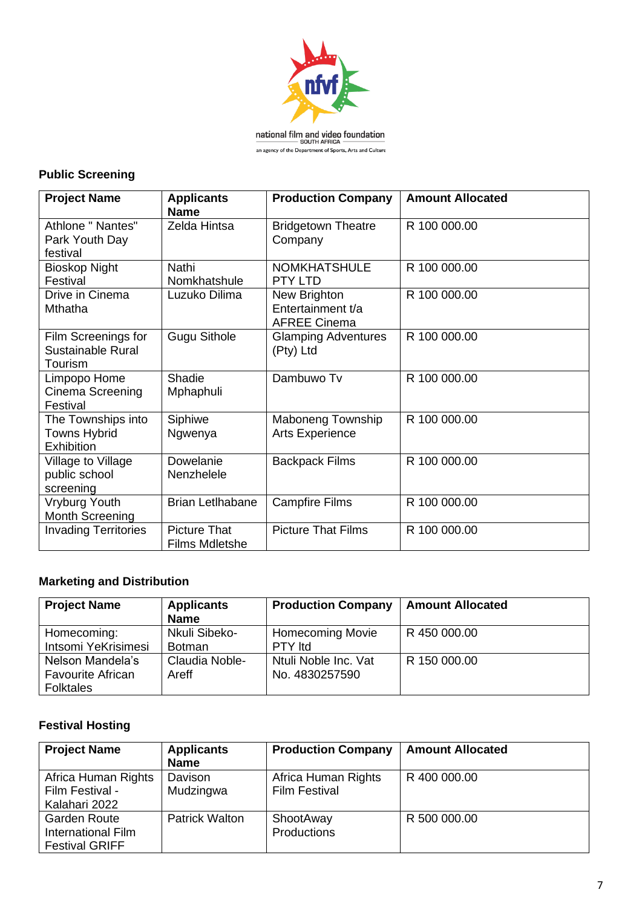national film and video foundation
SOUTH AFRICA
an agency of the Department of Sports, Arts and Culture

### Public Screening

| Project Name | Applicants Name | Production Company | Amount Allocated |
|---|---|---|---|
| Athlone " Nantes" Park Youth Day festival | Zelda Hintsa | Bridgetown Theatre Company | R 100 000.00 |
| Bioskop Night Festival | Nathi Nomkhatshule | NOMKHATSHULE PTY LTD | R 100 000.00 |
| Drive in Cinema Mthatha | Luzuko Dilima | New Brighton Entertainment t/a AFREE Cinema | R 100 000.00 |
| Film Screenings for Sustainable Rural Tourism | Gugu Sithole | Glamping Adventures (Pty) Ltd | R 100 000.00 |
| Limpopo Home Cinema Screening Festival | Shadie Mphaphuli | Dambuwo Tv | R 100 000.00 |
| The Townships into Towns Hybrid Exhibition | Siphiwe Ngwenya | Maboneng Township Arts Experience | R 100 000.00 |
| Village to Village public school screening | Dowelanie Nenzhelele | Backpack Films | R 100 000.00 |
| Vryburg Youth Month Screening | Brian Letlhabane | Campfire Films | R 100 000.00 |
| Invading Territories | Picture That Films Mdletshe | Picture That Films | R 100 000.00 |

### Marketing and Distribution

| Project Name | Applicants Name | Production Company | Amount Allocated |
|---|---|---|---|
| Homecoming: Intsomi YeKrisimesi | Nkuli Sibeko-Botman | Homecoming Movie PTY ltd | R 450 000.00 |
| Nelson Mandela's Favourite African Folktales | Claudia Noble-Areff | Ntuli Noble Inc. Vat No. 4830257590 | R 150 000.00 |

### Festival Hosting

| Project Name | Applicants Name | Production Company | Amount Allocated |
|---|---|---|---|
| Africa Human Rights Film Festival - Kalahari 2022 | Davison Mudzingwa | Africa Human Rights Film Festival | R 400 000.00 |
| Garden Route International Film Festival GRIFF | Patrick Walton | ShootAway Productions | R 500 000.00 |